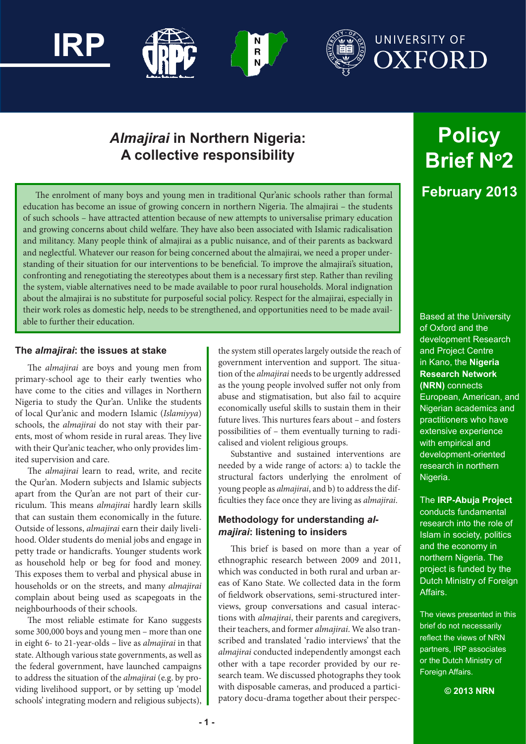IRP | UNIVERSITY OF OXFORD

# *Almajirai* in Northern Nigeria: A collective responsibility

**Policy Brief N°2**

**February 2013**

The enrolment of many boys and young men in traditional Qur'anic schools rather than formal education has become an issue of growing concern in northern Nigeria. The almajirai – the students of such schools – have attracted attention because of new attempts to universalise primary education and growing concerns about child welfare. They have also been associated with Islamic radicalisation and militancy. Many people think of almajirai as a public nuisance, and of their parents as backward and neglectful. Whatever our reason for being concerned about the almajirai, we need a proper understanding of their situation for our interventions to be beneficial. To improve the almajirai's situation, confronting and renegotiating the stereotypes about them is a necessary first step. Rather than reviling the system, viable alternatives need to be made available to poor rural households. Moral indignation about the almajirai is no substitute for purposeful social policy. Respect for the almajirai, especially in their work roles as domestic help, needs to be strengthened, and opportunities need to be made available to further their education.

## The *almajirai*: the issues at stake

The *almajirai* are boys and young men from primary-school age to their early twenties who have come to the cities and villages in Northern Nigeria to study the Qur'an. Unlike the students of local Qur'anic and modern Islamic (*Islamiyya*) schools, the *almajirai* do not stay with their parents, most of whom reside in rural areas. They live with their Qur'anic teacher, who only provides limited supervision and care.

The *almajirai* learn to read, write, and recite the Qur'an. Modern subjects and Islamic subjects apart from the Qur'an are not part of their curriculum. This means *almajirai* hardly learn skills that can sustain them economically in the future. Outside of lessons, *almajirai* earn their daily livelihood. Older students do menial jobs and engage in petty trade or handicrafts. Younger students work as household help or beg for food and money. This exposes them to verbal and physical abuse in households or on the streets, and many *almajirai* complain about being used as scapegoats in the neighbourhoods of their schools.

The most reliable estimate for Kano suggests some 300,000 boys and young men – more than one in eight 6- to 21-year-olds – live as *almajirai* in that state. Although various state governments, as well as the federal government, have launched campaigns to address the situation of the *almajirai* (e.g. by providing livelihood support, or by setting up 'model schools' integrating modern and religious subjects), the system still operates largely outside the reach of government intervention and support. The situation of the *almajirai* needs to be urgently addressed as the young people involved suffer not only from abuse and stigmatisation, but also fail to acquire economically useful skills to sustain them in their future lives. This nurtures fears about – and fosters possibilities of – them eventually turning to radicalised and violent religious groups.

Substantive and sustained interventions are needed by a wide range of actors: a) to tackle the structural factors underlying the enrolment of young people as *almajirai*, and b) to address the difficulties they face once they are living as *almajirai*.

## Methodology for understanding *almajirai*: listening to insiders

This brief is based on more than a year of ethnographic research between 2009 and 2011, which was conducted in both rural and urban areas of Kano State. We collected data in the form of fieldwork observations, semi-structured interviews, group conversations and casual interactions with *almajirai*, their parents and caregivers, their teachers, and former *almajirai*. We also transcribed and translated 'radio interviews' that the *almajirai* conducted independently amongst each other with a tape recorder provided by our research team. We discussed photographs they took with disposable cameras, and produced a participatory docu-drama together about their perspec-

---

Based at the University of Oxford and the development Research and Project Centre in Kano, the **Nigeria Research Network (NRN)** connects European, American, and Nigerian academics and practitioners who have extensive experience with empirical and development-oriented research in northern Nigeria.

The **IRP-Abuja Project** conducts fundamental research into the role of Islam in society, politics and the economy in northern Nigeria. The project is funded by the Dutch Ministry of Foreign Affairs.

The views presented in this brief do not necessarily reflect the views of NRN partners, IRP associates or the Dutch Ministry of Foreign Affairs.

**© 2013 NRN**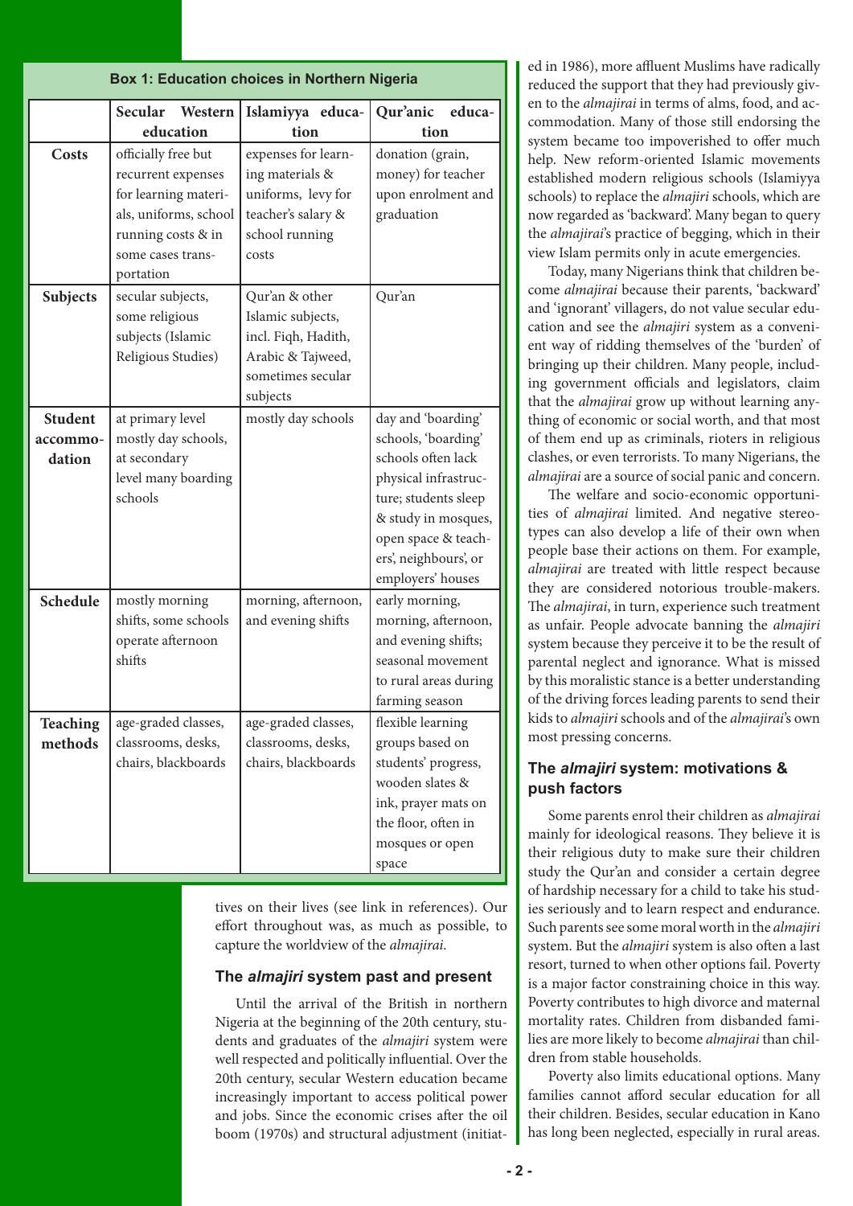**Box 1: Education choices in Northern Nigeria**

| | Secular Western education | Islamiyya education | Qur'anic education |
|---|---|---|---|
| **Costs** | officially free but recurrent expenses for learning materials, uniforms, school running costs & in some cases transportation | expenses for learning materials & uniforms, levy for teacher's salary & school running costs | donation (grain, money) for teacher upon enrolment and graduation |
| **Subjects** | secular subjects, some religious subjects (Islamic Religious Studies) | Qur'an & other Islamic subjects, incl. Fiqh, Hadith, Arabic & Tajweed, sometimes secular subjects | Qur'an |
| **Student accommodation** | at primary level mostly day schools, at secondary level many boarding schools | mostly day schools | day and 'boarding' schools, 'boarding' schools often lack physical infrastructure; students sleep & study in mosques, open space & teachers', neighbours', or employers' houses |
| **Schedule** | mostly morning shifts, some schools operate afternoon shifts | morning, afternoon, and evening shifts | early morning, morning, afternoon, and evening shifts; seasonal movement to rural areas during farming season |
| **Teaching methods** | age-graded classes, classrooms, desks, chairs, blackboards | age-graded classes, classrooms, desks, chairs, blackboards | flexible learning groups based on students' progress, wooden slates & ink, prayer mats on the floor, often in mosques or open space |

tives on their lives (see link in references). Our effort throughout was, as much as possible, to capture the worldview of the *almajirai*.

### The *almajiri* system past and present

Until the arrival of the British in northern Nigeria at the beginning of the 20th century, students and graduates of the *almajiri* system were well respected and politically influential. Over the 20th century, secular Western education became increasingly important to access political power and jobs. Since the economic crises after the oil boom (1970s) and structural adjustment (initiated in 1986), more affluent Muslims have radically reduced the support that they had previously given to the *almajirai* in terms of alms, food, and accommodation. Many of those still endorsing the system became too impoverished to offer much help. New reform-oriented Islamic movements established modern religious schools (Islamiyya schools) to replace the *almajiri* schools, which are now regarded as 'backward'. Many began to query the *almajirai*'s practice of begging, which in their view Islam permits only in acute emergencies.

Today, many Nigerians think that children become *almajirai* because their parents, 'backward' and 'ignorant' villagers, do not value secular education and see the *almajiri* system as a convenient way of ridding themselves of the 'burden' of bringing up their children. Many people, including government officials and legislators, claim that the *almajirai* grow up without learning anything of economic or social worth, and that most of them end up as criminals, rioters in religious clashes, or even terrorists. To many Nigerians, the *almajirai* are a source of social panic and concern.

The welfare and socio-economic opportunities of *almajirai* limited. And negative stereotypes can also develop a life of their own when people base their actions on them. For example, *almajirai* are treated with little respect because they are considered notorious trouble-makers. The *almajirai*, in turn, experience such treatment as unfair. People advocate banning the *almajiri* system because they perceive it to be the result of parental neglect and ignorance. What is missed by this moralistic stance is a better understanding of the driving forces leading parents to send their kids to *almajiri* schools and of the *almajirai*'s own most pressing concerns.

### The *almajiri* system: motivations & push factors

Some parents enrol their children as *almajirai* mainly for ideological reasons. They believe it is their religious duty to make sure their children study the Qur'an and consider a certain degree of hardship necessary for a child to take his studies seriously and to learn respect and endurance. Such parents see some moral worth in the *almajiri* system. But the *almajiri* system is also often a last resort, turned to when other options fail. Poverty is a major factor constraining choice in this way. Poverty contributes to high divorce and maternal mortality rates. Children from disbanded families are more likely to become *almajirai* than children from stable households.

Poverty also limits educational options. Many families cannot afford secular education for all their children. Besides, secular education in Kano has long been neglected, especially in rural areas.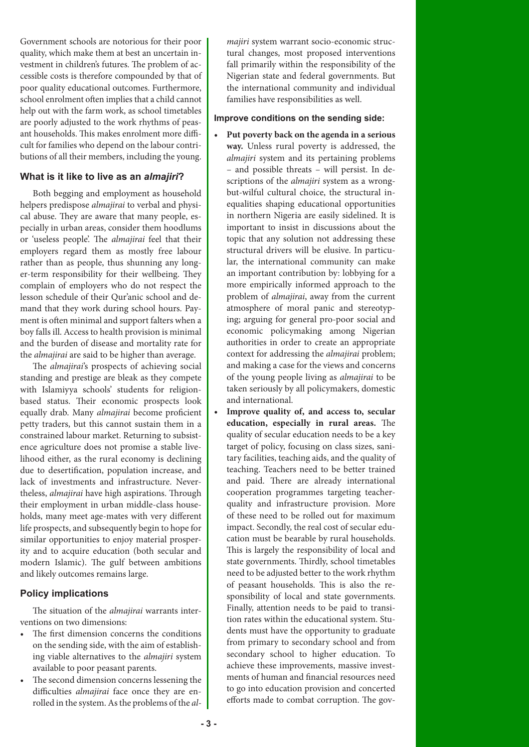Government schools are notorious for their poor quality, which make them at best an uncertain investment in children's futures. The problem of accessible costs is therefore compounded by that of poor quality educational outcomes. Furthermore, school enrolment often implies that a child cannot help out with the farm work, as school timetables are poorly adjusted to the work rhythms of peasant households. This makes enrolment more difficult for families who depend on the labour contributions of all their members, including the young.

### What is it like to live as an *almajiri*?

Both begging and employment as household helpers predispose *almajirai* to verbal and physical abuse. They are aware that many people, especially in urban areas, consider them hoodlums or 'useless people'. The *almajirai* feel that their employers regard them as mostly free labour rather than as people, thus shunning any longer-term responsibility for their wellbeing. They complain of employers who do not respect the lesson schedule of their Qur'anic school and demand that they work during school hours. Payment is often minimal and support falters when a boy falls ill. Access to health provision is minimal and the burden of disease and mortality rate for the *almajirai* are said to be higher than average.

The *almajirai*'s prospects of achieving social standing and prestige are bleak as they compete with Islamiyya schools' students for religion-based status. Their economic prospects look equally drab. Many *almajirai* become proficient petty traders, but this cannot sustain them in a constrained labour market. Returning to subsistence agriculture does not promise a stable livelihood either, as the rural economy is declining due to desertification, population increase, and lack of investments and infrastructure. Nevertheless, *almajirai* have high aspirations. Through their employment in urban middle-class households, many meet age-mates with very different life prospects, and subsequently begin to hope for similar opportunities to enjoy material prosperity and to acquire education (both secular and modern Islamic). The gulf between ambitions and likely outcomes remains large.

### Policy implications

The situation of the *almajirai* warrants interventions on two dimensions:

- The first dimension concerns the conditions on the sending side, with the aim of establishing viable alternatives to the *almajiri* system available to poor peasant parents.
- The second dimension concerns lessening the difficulties *almajirai* face once they are enrolled in the system. As the problems of the *almajiri* system warrant socio-economic structural changes, most proposed interventions fall primarily within the responsibility of the Nigerian state and federal governments. But the international community and individual families have responsibilities as well.

#### Improve conditions on the sending side:

- **Put poverty back on the agenda in a serious way.** Unless rural poverty is addressed, the *almajiri* system and its pertaining problems – and possible threats – will persist. In descriptions of the *almajiri* system as a wrong-but-wilful cultural choice, the structural inequalities shaping educational opportunities in northern Nigeria are easily sidelined. It is important to insist in discussions about the topic that any solution not addressing these structural drivers will be elusive. In particular, the international community can make an important contribution by: lobbying for a more empirically informed approach to the problem of *almajirai*, away from the current atmosphere of moral panic and stereotyping; arguing for general pro-poor social and economic policymaking among Nigerian authorities in order to create an appropriate context for addressing the *almajirai* problem; and making a case for the views and concerns of the young people living as *almajirai* to be taken seriously by all policymakers, domestic and international.
- **Improve quality of, and access to, secular education, especially in rural areas.** The quality of secular education needs to be a key target of policy, focusing on class sizes, sanitary facilities, teaching aids, and the quality of teaching. Teachers need to be better trained and paid. There are already international cooperation programmes targeting teacher-quality and infrastructure provision. More of these need to be rolled out for maximum impact. Secondly, the real cost of secular education must be bearable by rural households. This is largely the responsibility of local and state governments. Thirdly, school timetables need to be adjusted better to the work rhythm of peasant households. This is also the responsibility of local and state governments. Finally, attention needs to be paid to transition rates within the educational system. Students must have the opportunity to graduate from primary to secondary school and from secondary school to higher education. To achieve these improvements, massive investments of human and financial resources need to go into education provision and concerted efforts made to combat corruption. The gov-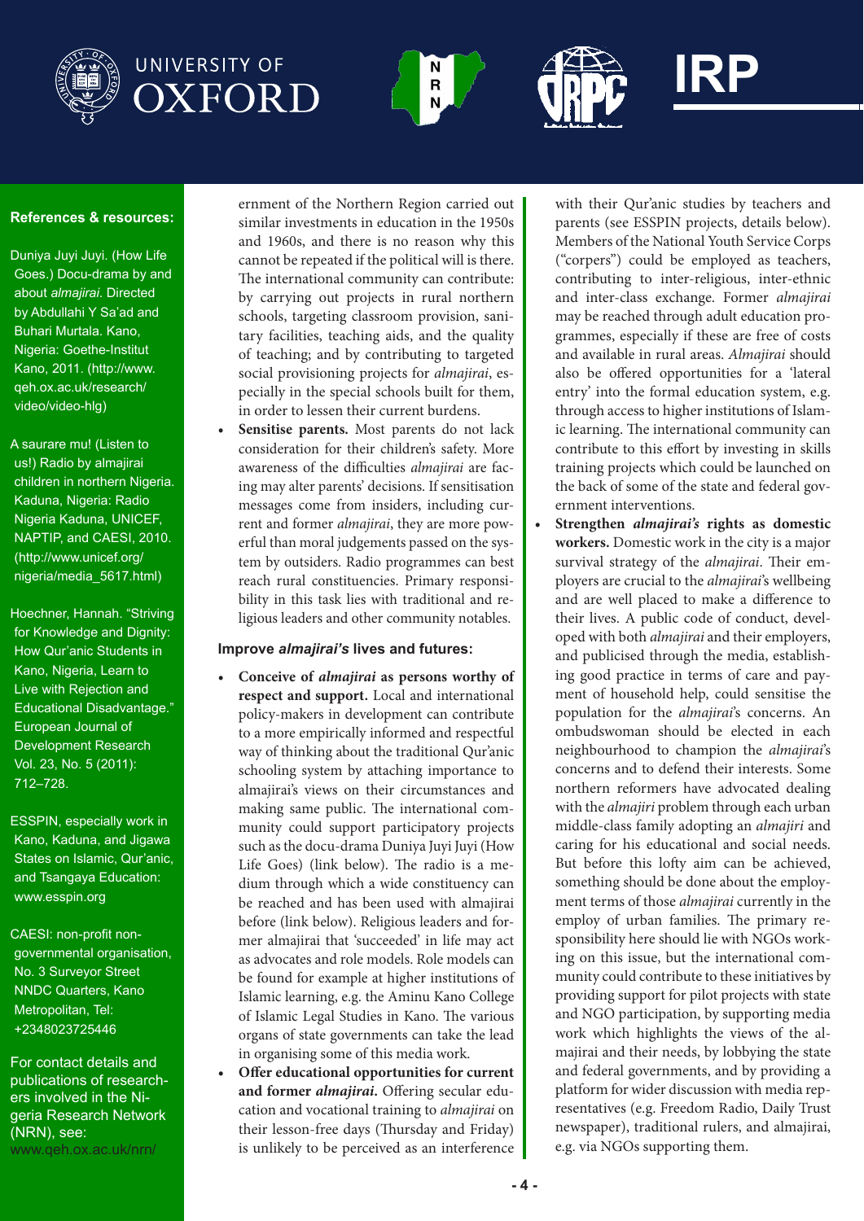## References & resources:

Duniya Juyi Juyi. (How Life Goes.) Docu-drama by and about *almajirai*. Directed by Abdullahi Y Sa'ad and Buhari Murtala. Kano, Nigeria: Goethe-Institut Kano, 2011. (http://www.qeh.ox.ac.uk/research/video/video-hlg)

A saurare mu! (Listen to us!) Radio by almajirai children in northern Nigeria. Kaduna, Nigeria: Radio Nigeria Kaduna, UNICEF, NAPTIP, and CAESI, 2010. (http://www.unicef.org/nigeria/media_5617.html)

Hoechner, Hannah. "Striving for Knowledge and Dignity: How Qur'anic Students in Kano, Nigeria, Learn to Live with Rejection and Educational Disadvantage." European Journal of Development Research Vol. 23, No. 5 (2011): 712–728.

ESSPIN, especially work in Kano, Kaduna, and Jigawa States on Islamic, Qur'anic, and Tsangaya Education: www.esspin.org

CAESI: non-profit non-governmental organisation, No. 3 Surveyor Street NNDC Quarters, Kano Metropolitan, Tel: +2348023725446

For contact details and publications of researchers involved in the Nigeria Research Network (NRN), see: www.qeh.ox.ac.uk/nrn/

ernment of the Northern Region carried out similar investments in education in the 1950s and 1960s, and there is no reason why this cannot be repeated if the political will is there. The international community can contribute: by carrying out projects in rural northern schools, targeting classroom provision, sanitary facilities, teaching aids, and the quality of teaching; and by contributing to targeted social provisioning projects for *almajirai*, especially in the special schools built for them, in order to lessen their current burdens.

- **Sensitise parents.** Most parents do not lack consideration for their children's safety. More awareness of the difficulties *almajirai* are facing may alter parents' decisions. If sensitisation messages come from insiders, including current and former *almajirai*, they are more powerful than moral judgements passed on the system by outsiders. Radio programmes can best reach rural constituencies. Primary responsibility in this task lies with traditional and religious leaders and other community notables.

### Improve *almajirai's* lives and futures:

- **Conceive of *almajirai* as persons worthy of respect and support.** Local and international policy-makers in development can contribute to a more empirically informed and respectful way of thinking about the traditional Qur'anic schooling system by attaching importance to almajirai's views on their circumstances and making same public. The international community could support participatory projects such as the docu-drama Duniya Juyi Juyi (How Life Goes) (link below). The radio is a medium through which a wide constituency can be reached and has been used with almajirai before (link below). Religious leaders and former almajirai that 'succeeded' in life may act as advocates and role models. Role models can be found for example at higher institutions of Islamic learning, e.g. the Aminu Kano College of Islamic Legal Studies in Kano. The various organs of state governments can take the lead in organising some of this media work.
- **Offer educational opportunities for current and former *almajirai*.** Offering secular education and vocational training to *almajirai* on their lesson-free days (Thursday and Friday) is unlikely to be perceived as an interference with their Qur'anic studies by teachers and parents (see ESSPIN projects, details below). Members of the National Youth Service Corps ("corpers") could be employed as teachers, contributing to inter-religious, inter-ethnic and inter-class exchange. Former *almajirai* may be reached through adult education programmes, especially if these are free of costs and available in rural areas. *Almajirai* should also be offered opportunities for a 'lateral entry' into the formal education system, e.g. through access to higher institutions of Islamic learning. The international community can contribute to this effort by investing in skills training projects which could be launched on the back of some of the state and federal government interventions.
- **Strengthen *almajirai's* rights as domestic workers.** Domestic work in the city is a major survival strategy of the *almajirai*. Their employers are crucial to the *almajirai*'s wellbeing and are well placed to make a difference to their lives. A public code of conduct, developed with both *almajirai* and their employers, and publicised through the media, establishing good practice in terms of care and payment of household help, could sensitise the population for the *almajirai*'s concerns. An ombudswoman should be elected in each neighbourhood to champion the *almajirai*'s concerns and to defend their interests. Some northern reformers have advocated dealing with the *almajiri* problem through each urban middle-class family adopting an *almajiri* and caring for his educational and social needs. But before this lofty aim can be achieved, something should be done about the employment terms of those *almajirai* currently in the employ of urban families. The primary responsibility here should lie with NGOs working on this issue, but the international community could contribute to these initiatives by providing support for pilot projects with state and NGO participation, by supporting media work which highlights the views of the almajirai and their needs, by lobbying the state and federal governments, and by providing a platform for wider discussion with media representatives (e.g. Freedom Radio, Daily Trust newspaper), traditional rulers, and almajirai, e.g. via NGOs supporting them.